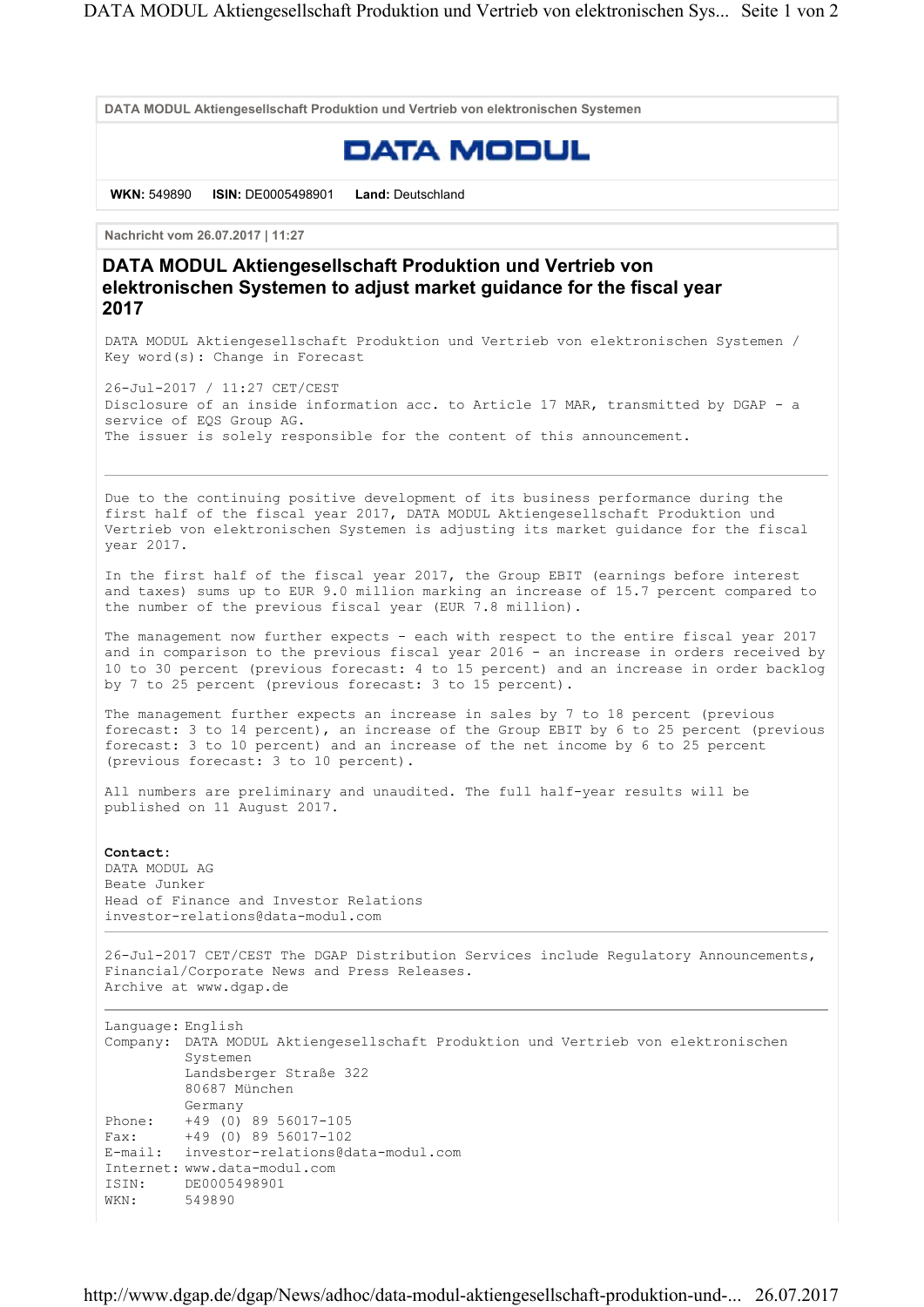DATA MODUL Aktiengesellschaft Produktion und Vertrieb von elektronischen Systemen

DATA MODUL

**WKN:** 549890 **ISIN:** DE0005498901 **Land:** Deutschland

**Nachricht vom 26.07.2017 | 11:27**

# DATA MODUL Aktiengesellschaft Produktion und Vertrieb von elektronischen Systemen to adjust market guidance for the fiscal year 2017

DATA MODUL Aktiengesellschaft Produktion und Vertrieb von elektronischen Systemen / Key word(s): Change in Forecast

26-Jul-2017 / 11:27 CET/CEST
Disclosure of an inside information acc. to Article 17 MAR, transmitted by DGAP - a service of EQS Group AG.
The issuer is solely responsible for the content of this announcement.

---

Due to the continuing positive development of its business performance during the first half of the fiscal year 2017, DATA MODUL Aktiengesellschaft Produktion und Vertrieb von elektronischen Systemen is adjusting its market guidance for the fiscal year 2017.

In the first half of the fiscal year 2017, the Group EBIT (earnings before interest and taxes) sums up to EUR 9.0 million marking an increase of 15.7 percent compared to the number of the previous fiscal year (EUR 7.8 million).

The management now further expects - each with respect to the entire fiscal year 2017 and in comparison to the previous fiscal year 2016 - an increase in orders received by 10 to 30 percent (previous forecast: 4 to 15 percent) and an increase in order backlog by 7 to 25 percent (previous forecast: 3 to 15 percent).

The management further expects an increase in sales by 7 to 18 percent (previous forecast: 3 to 14 percent), an increase of the Group EBIT by 6 to 25 percent (previous forecast: 3 to 10 percent) and an increase of the net income by 6 to 25 percent (previous forecast: 3 to 10 percent).

All numbers are preliminary and unaudited. The full half-year results will be published on 11 August 2017.

**Contact:**
DATA MODUL AG
Beate Junker
Head of Finance and Investor Relations
investor-relations@data-modul.com

---

26-Jul-2017 CET/CEST The DGAP Distribution Services include Regulatory Announcements, Financial/Corporate News and Press Releases.
Archive at www.dgap.de

---

| | |
|---|---|
| Language: | English |
| Company: | DATA MODUL Aktiengesellschaft Produktion und Vertrieb von elektronischen Systemen<br>Landsberger Straße 322<br>80687 München<br>Germany |
| Phone: | +49 (0) 89 56017-105 |
| Fax: | +49 (0) 89 56017-102 |
| E-mail: | investor-relations@data-modul.com |
| Internet: | www.data-modul.com |
| ISIN: | DE0005498901 |
| WKN: | 549890 |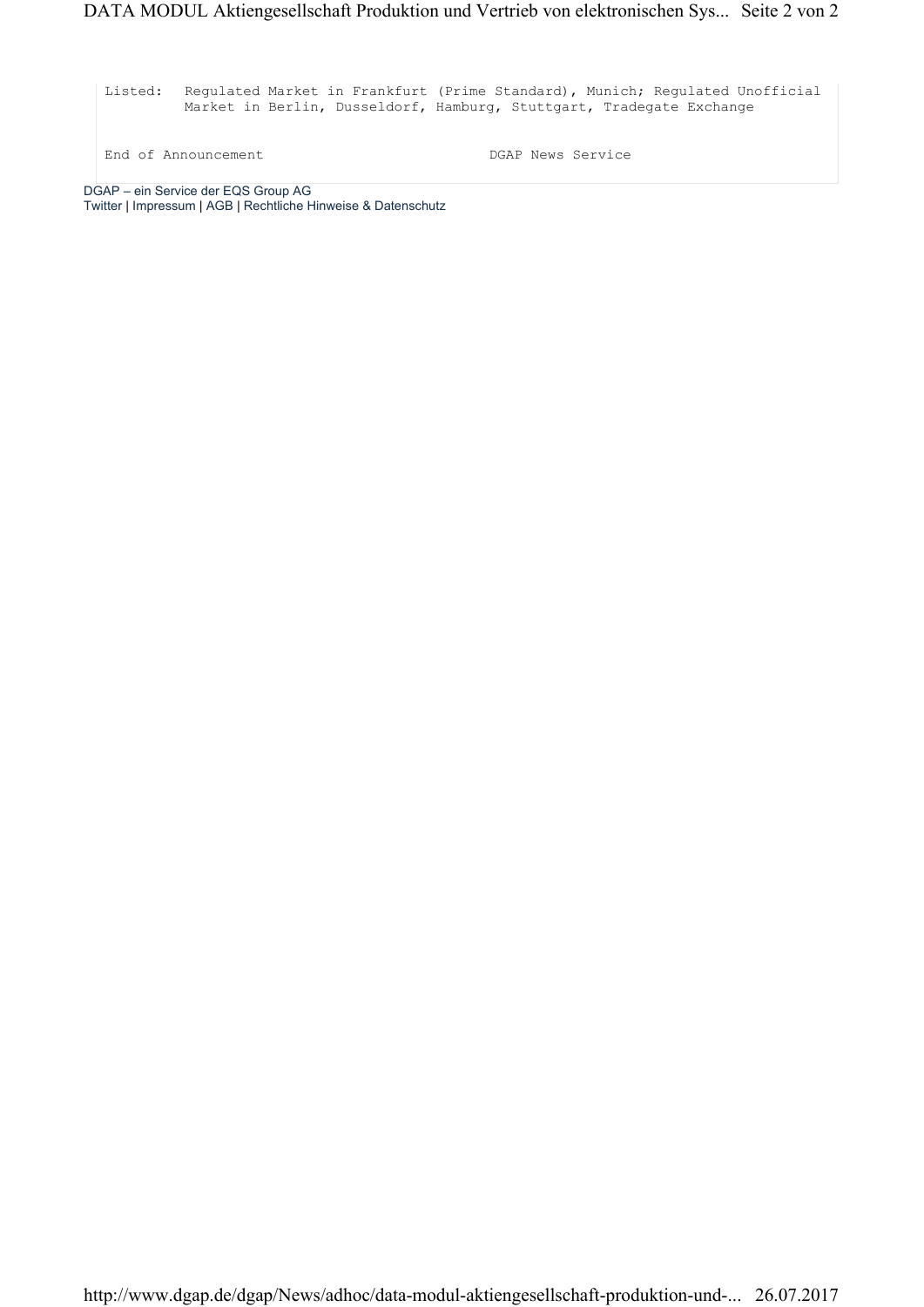```
Listed:   Regulated Market in Frankfurt (Prime Standard), Munich; Regulated Unofficial
          Market in Berlin, Dusseldorf, Hamburg, Stuttgart, Tradegate Exchange


End of Announcement                            DGAP News Service
```

DGAP – ein Service der EQS Group AG
Twitter | Impressum | AGB | Rechtliche Hinweise & Datenschutz